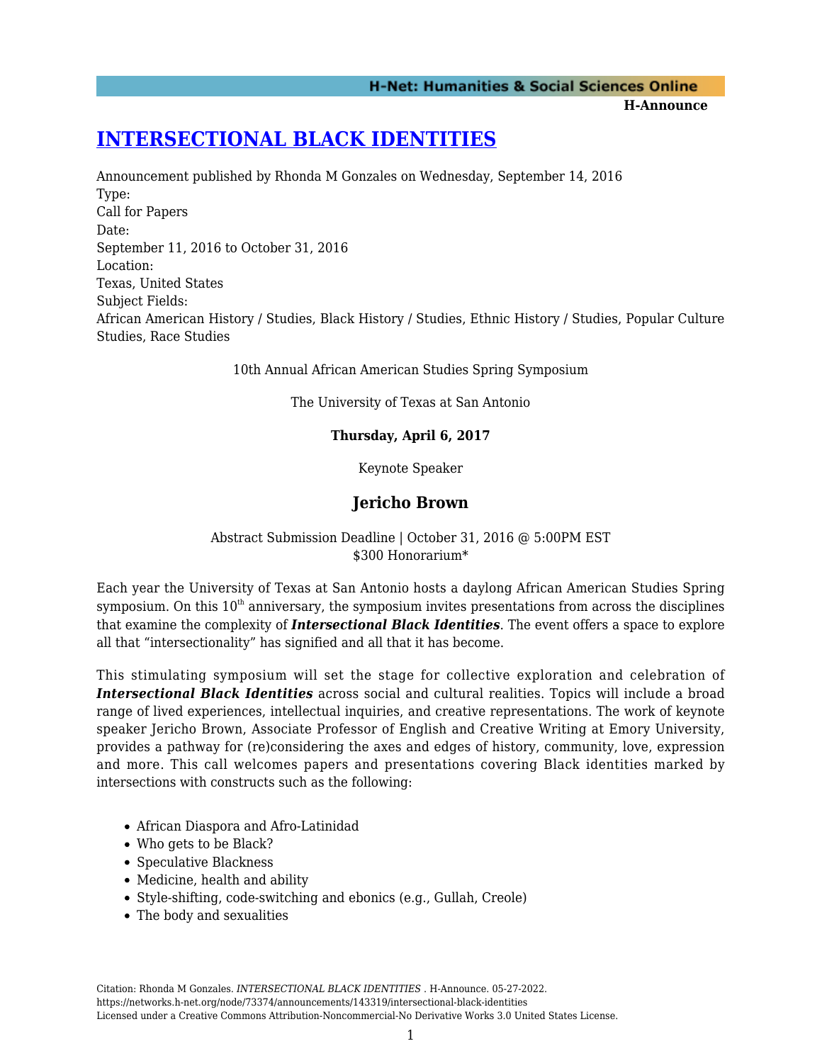# [INTERSECTIONAL BLACK IDENTITIES](https://networks.h-net.org/node/73374/announcements/143319/intersectional-black-identities)

Announcement published by Rhonda M Gonzales on Wednesday, September 14, 2016

Type:

Call for Papers

Date:

September 11, 2016 to October 31, 2016

Location:

Texas, United States

Subject Fields:

African American History / Studies, Black History / Studies, Ethnic History / Studies, Popular Culture Studies, Race Studies

10th Annual African American Studies Spring Symposium

The University of Texas at San Antonio

**Thursday, April 6, 2017**

Keynote Speaker

## Jericho Brown

Abstract Submission Deadline | October 31, 2016 @ 5:00PM EST
$300 Honorarium*

Each year the University of Texas at San Antonio hosts a daylong African American Studies Spring symposium. On this 10th anniversary, the symposium invites presentations from across the disciplines that examine the complexity of ***Intersectional Black Identities***. The event offers a space to explore all that "intersectionality" has signified and all that it has become.

This stimulating symposium will set the stage for collective exploration and celebration of ***Intersectional Black Identities*** across social and cultural realities. Topics will include a broad range of lived experiences, intellectual inquiries, and creative representations. The work of keynote speaker Jericho Brown, Associate Professor of English and Creative Writing at Emory University, provides a pathway for (re)considering the axes and edges of history, community, love, expression and more. This call welcomes papers and presentations covering Black identities marked by intersections with constructs such as the following:

- African Diaspora and Afro-Latinidad
- Who gets to be Black?
- Speculative Blackness
- Medicine, health and ability
- Style-shifting, code-switching and ebonics (e.g., Gullah, Creole)
- The body and sexualities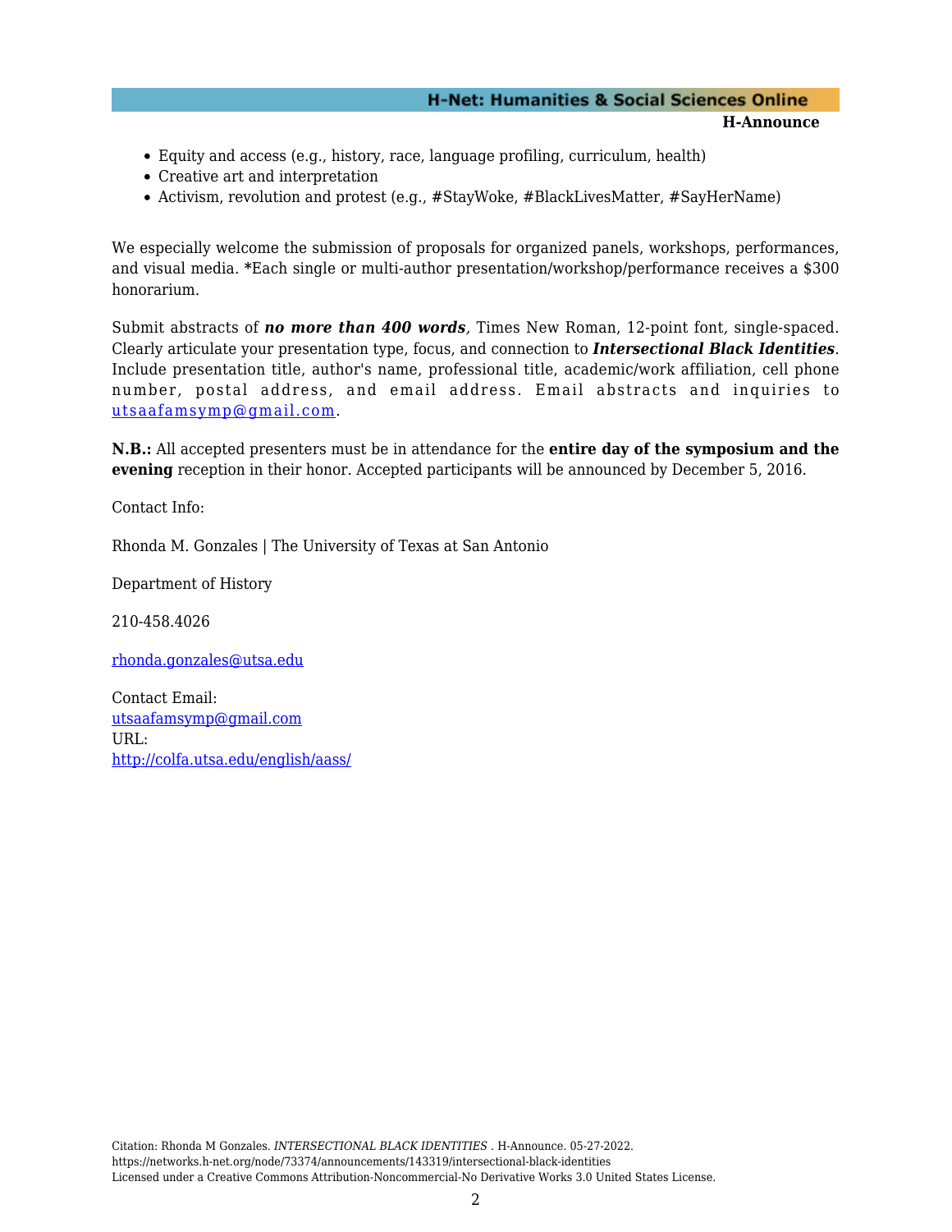- Equity and access (e.g., history, race, language profiling, curriculum, health)
- Creative art and interpretation
- Activism, revolution and protest (e.g., #StayWoke, #BlackLivesMatter, #SayHerName)

We especially welcome the submission of proposals for organized panels, workshops, performances, and visual media. *Each single or multi-author presentation/workshop/performance receives a $300 honorarium.

Submit abstracts of ***no more than 400 words***, Times New Roman, 12-point font, single-spaced. Clearly articulate your presentation type, focus, and connection to ***Intersectional Black Identities***. Include presentation title, author's name, professional title, academic/work affiliation, cell phone number, postal address, and email address. Email abstracts and inquiries to utsaafamsymp@gmail.com.

**N.B.:** All accepted presenters must be in attendance for the **entire day of the symposium and the evening** reception in their honor. Accepted participants will be announced by December 5, 2016.

Contact Info:

Rhonda M. Gonzales | The University of Texas at San Antonio

Department of History

210-458.4026

rhonda.gonzales@utsa.edu

Contact Email:
utsaafamsymp@gmail.com
URL:
http://colfa.utsa.edu/english/aass/

Citation: Rhonda M Gonzales. *INTERSECTIONAL BLACK IDENTITIES* . H-Announce. 05-27-2022.
https://networks.h-net.org/node/73374/announcements/143319/intersectional-black-identities
Licensed under a Creative Commons Attribution-Noncommercial-No Derivative Works 3.0 United States License.